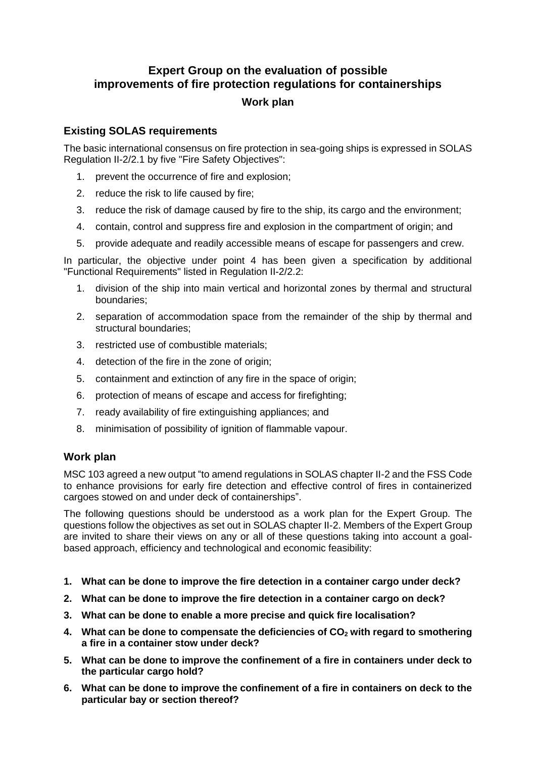# Expert Group on the evaluation of possible improvements of fire protection regulations for containerships

### Work plan

## Existing SOLAS requirements

The basic international consensus on fire protection in sea-going ships is expressed in SOLAS Regulation II-2/2.1 by five "Fire Safety Objectives":

1. prevent the occurrence of fire and explosion;
2. reduce the risk to life caused by fire;
3. reduce the risk of damage caused by fire to the ship, its cargo and the environment;
4. contain, control and suppress fire and explosion in the compartment of origin; and
5. provide adequate and readily accessible means of escape for passengers and crew.

In particular, the objective under point 4 has been given a specification by additional "Functional Requirements" listed in Regulation II-2/2.2:

1. division of the ship into main vertical and horizontal zones by thermal and structural boundaries;
2. separation of accommodation space from the remainder of the ship by thermal and structural boundaries;
3. restricted use of combustible materials;
4. detection of the fire in the zone of origin;
5. containment and extinction of any fire in the space of origin;
6. protection of means of escape and access for firefighting;
7. ready availability of fire extinguishing appliances; and
8. minimisation of possibility of ignition of flammable vapour.

## Work plan

MSC 103 agreed a new output "to amend regulations in SOLAS chapter II-2 and the FSS Code to enhance provisions for early fire detection and effective control of fires in containerized cargoes stowed on and under deck of containerships".

The following questions should be understood as a work plan for the Expert Group. The questions follow the objectives as set out in SOLAS chapter II-2. Members of the Expert Group are invited to share their views on any or all of these questions taking into account a goal-based approach, efficiency and technological and economic feasibility:

1. **What can be done to improve the fire detection in a container cargo under deck?**
2. **What can be done to improve the fire detection in a container cargo on deck?**
3. **What can be done to enable a more precise and quick fire localisation?**
4. **What can be done to compensate the deficiencies of $CO_2$ with regard to smothering a fire in a container stow under deck?**
5. **What can be done to improve the confinement of a fire in containers under deck to the particular cargo hold?**
6. **What can be done to improve the confinement of a fire in containers on deck to the particular bay or section thereof?**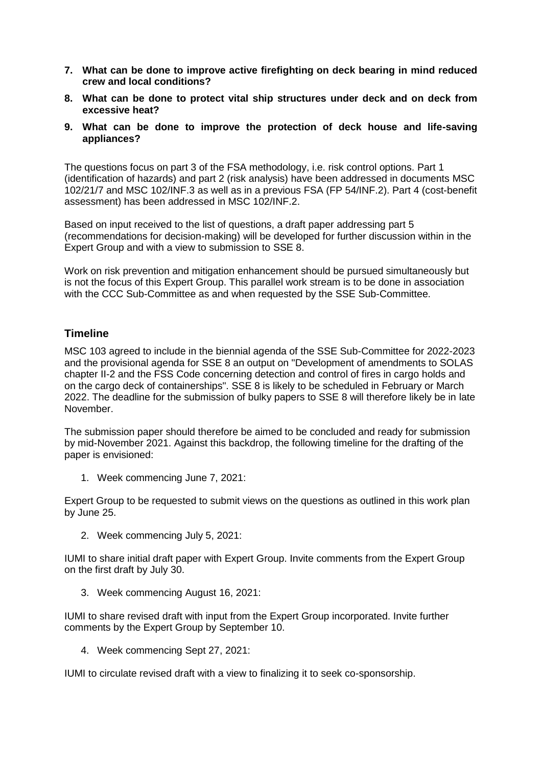7. **What can be done to improve active firefighting on deck bearing in mind reduced crew and local conditions?**
8. **What can be done to protect vital ship structures under deck and on deck from excessive heat?**
9. **What can be done to improve the protection of deck house and life-saving appliances?**

The questions focus on part 3 of the FSA methodology, i.e. risk control options. Part 1 (identification of hazards) and part 2 (risk analysis) have been addressed in documents MSC 102/21/7 and MSC 102/INF.3 as well as in a previous FSA (FP 54/INF.2). Part 4 (cost-benefit assessment) has been addressed in MSC 102/INF.2.

Based on input received to the list of questions, a draft paper addressing part 5 (recommendations for decision-making) will be developed for further discussion within in the Expert Group and with a view to submission to SSE 8.

Work on risk prevention and mitigation enhancement should be pursued simultaneously but is not the focus of this Expert Group. This parallel work stream is to be done in association with the CCC Sub-Committee as and when requested by the SSE Sub-Committee.

## Timeline

MSC 103 agreed to include in the biennial agenda of the SSE Sub-Committee for 2022-2023 and the provisional agenda for SSE 8 an output on "Development of amendments to SOLAS chapter II-2 and the FSS Code concerning detection and control of fires in cargo holds and on the cargo deck of containerships". SSE 8 is likely to be scheduled in February or March 2022. The deadline for the submission of bulky papers to SSE 8 will therefore likely be in late November.

The submission paper should therefore be aimed to be concluded and ready for submission by mid-November 2021. Against this backdrop, the following timeline for the drafting of the paper is envisioned:

1. Week commencing June 7, 2021:

Expert Group to be requested to submit views on the questions as outlined in this work plan by June 25.

2. Week commencing July 5, 2021:

IUMI to share initial draft paper with Expert Group. Invite comments from the Expert Group on the first draft by July 30.

3. Week commencing August 16, 2021:

IUMI to share revised draft with input from the Expert Group incorporated. Invite further comments by the Expert Group by September 10.

4. Week commencing Sept 27, 2021:

IUMI to circulate revised draft with a view to finalizing it to seek co-sponsorship.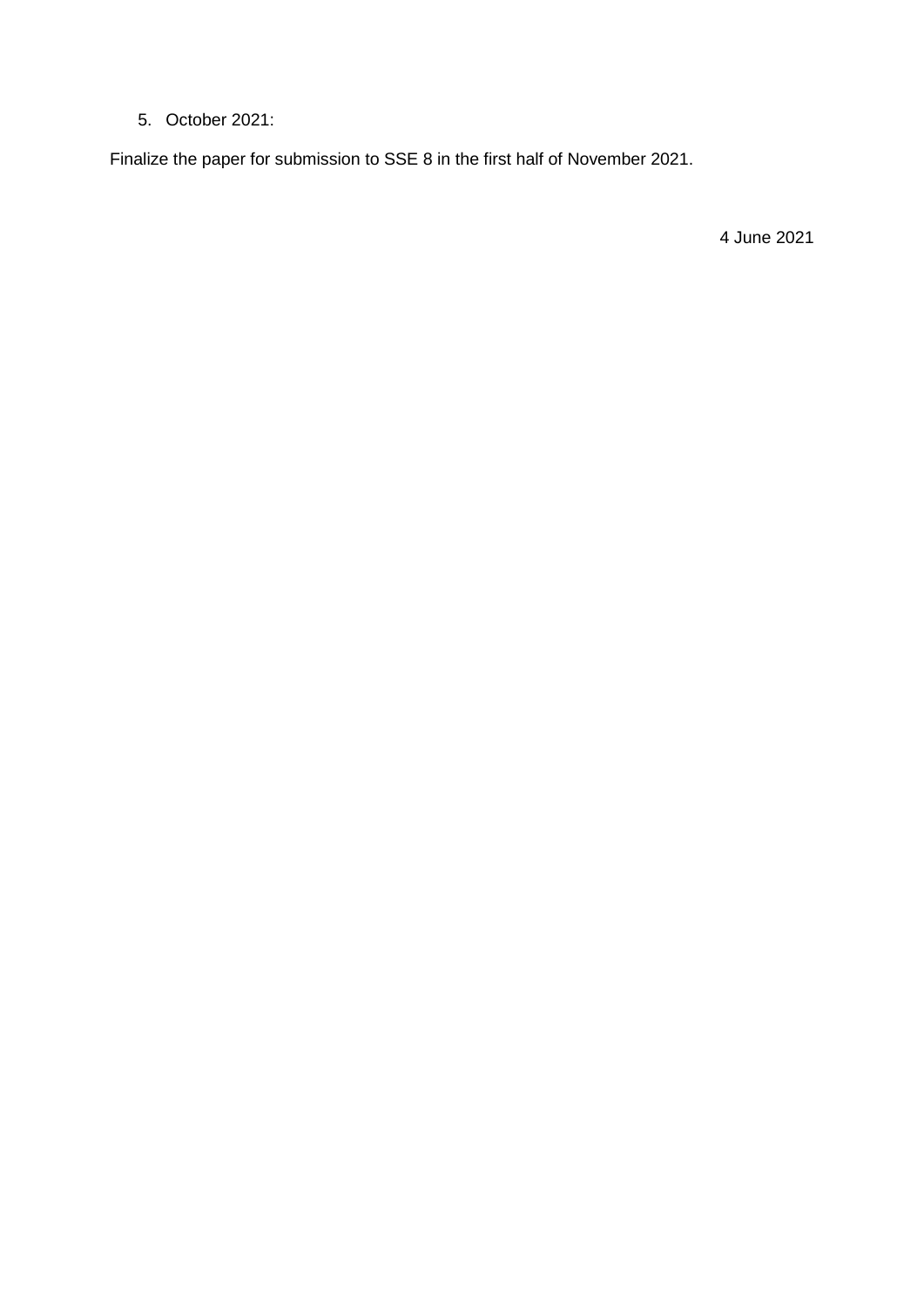5. October 2021:

Finalize the paper for submission to SSE 8 in the first half of November 2021.

4 June 2021